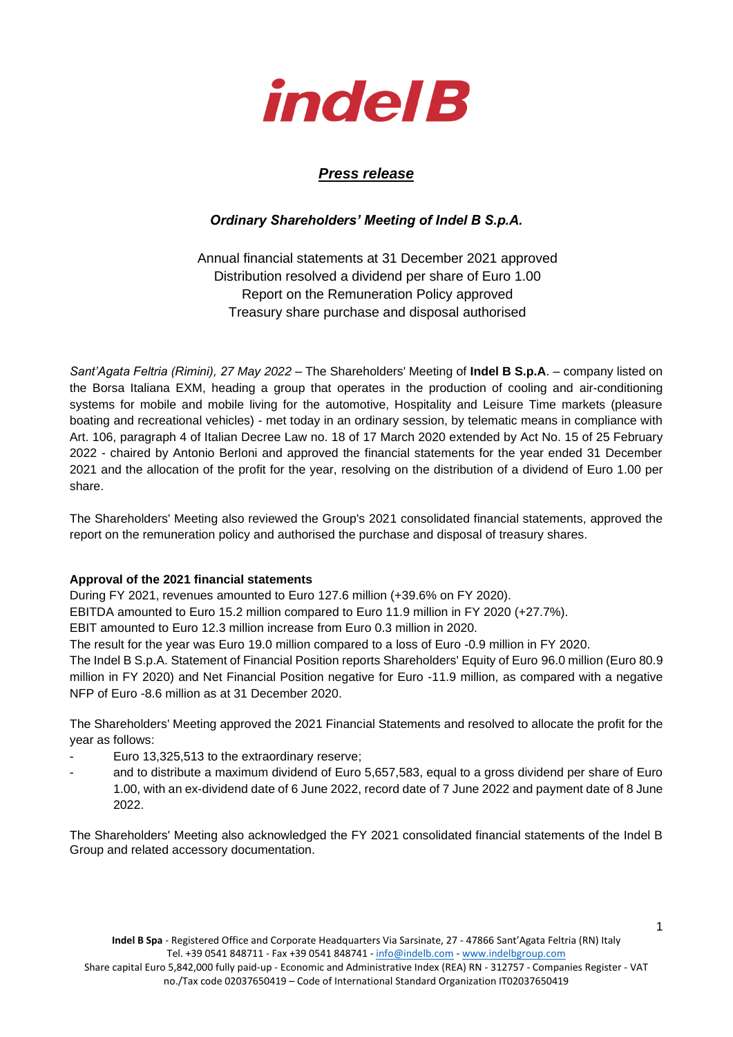indel B

## *Press release*

### *Ordinary Shareholders' Meeting of Indel B S.p.A.*

Annual financial statements at 31 December 2021 approved
Distribution resolved a dividend per share of Euro 1.00
Report on the Remuneration Policy approved
Treasury share purchase and disposal authorised

*Sant'Agata Feltria (Rimini), 27 May 2022* – The Shareholders' Meeting of **Indel B S.p.A**. – company listed on the Borsa Italiana EXM, heading a group that operates in the production of cooling and air-conditioning systems for mobile and mobile living for the automotive, Hospitality and Leisure Time markets (pleasure boating and recreational vehicles) - met today in an ordinary session, by telematic means in compliance with Art. 106, paragraph 4 of Italian Decree Law no. 18 of 17 March 2020 extended by Act No. 15 of 25 February 2022 - chaired by Antonio Berloni and approved the financial statements for the year ended 31 December 2021 and the allocation of the profit for the year, resolving on the distribution of a dividend of Euro 1.00 per share.

The Shareholders' Meeting also reviewed the Group's 2021 consolidated financial statements, approved the report on the remuneration policy and authorised the purchase and disposal of treasury shares.

**Approval of the 2021 financial statements**

During FY 2021, revenues amounted to Euro 127.6 million (+39.6% on FY 2020).
EBITDA amounted to Euro 15.2 million compared to Euro 11.9 million in FY 2020 (+27.7%).
EBIT amounted to Euro 12.3 million increase from Euro 0.3 million in 2020.
The result for the year was Euro 19.0 million compared to a loss of Euro -0.9 million in FY 2020.
The Indel B S.p.A. Statement of Financial Position reports Shareholders' Equity of Euro 96.0 million (Euro 80.9 million in FY 2020) and Net Financial Position negative for Euro -11.9 million, as compared with a negative NFP of Euro -8.6 million as at 31 December 2020.

The Shareholders' Meeting approved the 2021 Financial Statements and resolved to allocate the profit for the year as follows:

- Euro 13,325,513 to the extraordinary reserve;
- and to distribute a maximum dividend of Euro 5,657,583, equal to a gross dividend per share of Euro 1.00, with an ex-dividend date of 6 June 2022, record date of 7 June 2022 and payment date of 8 June 2022.

The Shareholders' Meeting also acknowledged the FY 2021 consolidated financial statements of the Indel B Group and related accessory documentation.

**Indel B Spa** - Registered Office and Corporate Headquarters Via Sarsinate, 27 - 47866 Sant'Agata Feltria (RN) Italy
Tel. +39 0541 848711 - Fax +39 0541 848741 - info@indelb.com - www.indelbgroup.com
Share capital Euro 5,842,000 fully paid-up - Economic and Administrative Index (REA) RN - 312757 - Companies Register - VAT no./Tax code 02037650419 – Code of International Standard Organization IT02037650419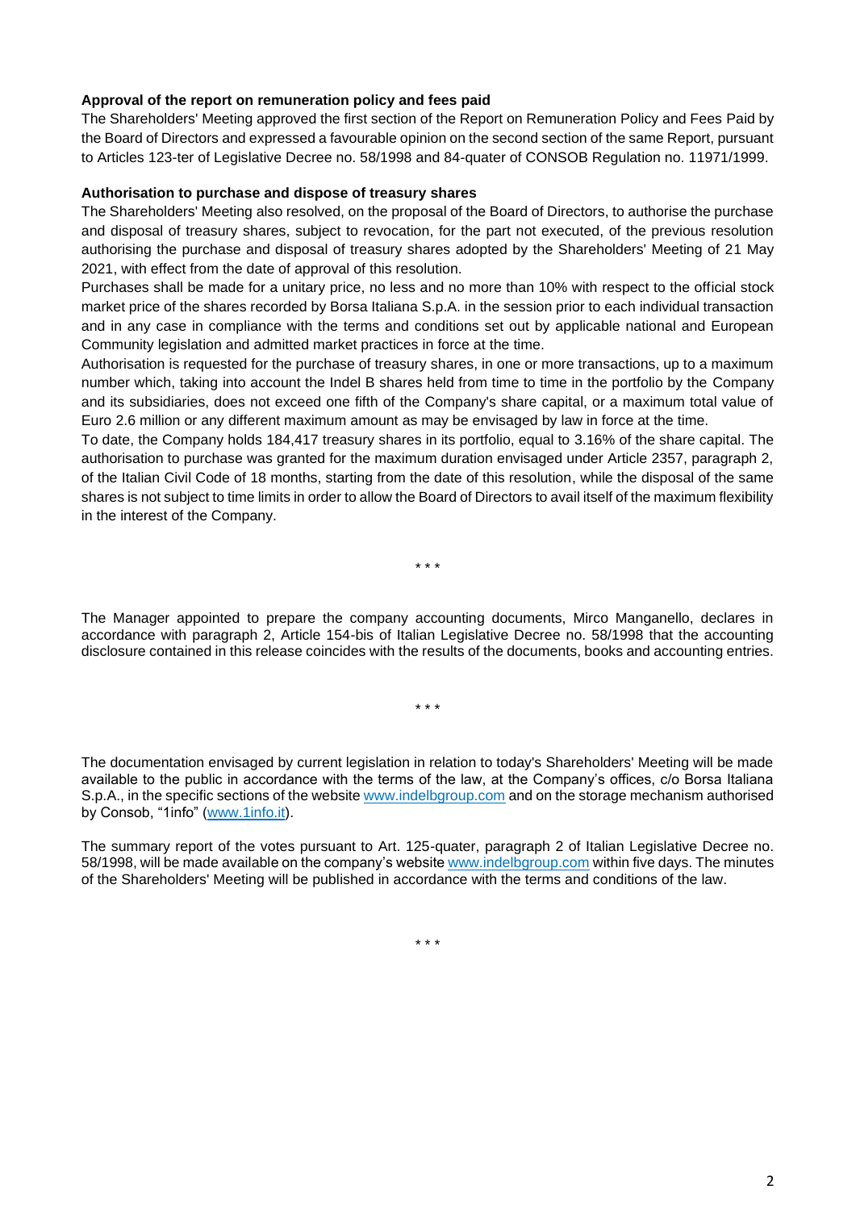**Approval of the report on remuneration policy and fees paid**

The Shareholders' Meeting approved the first section of the Report on Remuneration Policy and Fees Paid by the Board of Directors and expressed a favourable opinion on the second section of the same Report, pursuant to Articles 123-ter of Legislative Decree no. 58/1998 and 84-quater of CONSOB Regulation no. 11971/1999.

**Authorisation to purchase and dispose of treasury shares**

The Shareholders' Meeting also resolved, on the proposal of the Board of Directors, to authorise the purchase and disposal of treasury shares, subject to revocation, for the part not executed, of the previous resolution authorising the purchase and disposal of treasury shares adopted by the Shareholders' Meeting of 21 May 2021, with effect from the date of approval of this resolution.

Purchases shall be made for a unitary price, no less and no more than 10% with respect to the official stock market price of the shares recorded by Borsa Italiana S.p.A. in the session prior to each individual transaction and in any case in compliance with the terms and conditions set out by applicable national and European Community legislation and admitted market practices in force at the time.

Authorisation is requested for the purchase of treasury shares, in one or more transactions, up to a maximum number which, taking into account the Indel B shares held from time to time in the portfolio by the Company and its subsidiaries, does not exceed one fifth of the Company's share capital, or a maximum total value of Euro 2.6 million or any different maximum amount as may be envisaged by law in force at the time.

To date, the Company holds 184,417 treasury shares in its portfolio, equal to 3.16% of the share capital. The authorisation to purchase was granted for the maximum duration envisaged under Article 2357, paragraph 2, of the Italian Civil Code of 18 months, starting from the date of this resolution, while the disposal of the same shares is not subject to time limits in order to allow the Board of Directors to avail itself of the maximum flexibility in the interest of the Company.

\* \* \*

The Manager appointed to prepare the company accounting documents, Mirco Manganello, declares in accordance with paragraph 2, Article 154-bis of Italian Legislative Decree no. 58/1998 that the accounting disclosure contained in this release coincides with the results of the documents, books and accounting entries.

\* \* \*

The documentation envisaged by current legislation in relation to today's Shareholders' Meeting will be made available to the public in accordance with the terms of the law, at the Company's offices, c/o Borsa Italiana S.p.A., in the specific sections of the website [www.indelbgroup.com](http://www.indelbgroup.com) and on the storage mechanism authorised by Consob, "1info" ([www.1info.it](http://www.1info.it)).

The summary report of the votes pursuant to Art. 125-quater, paragraph 2 of Italian Legislative Decree no. 58/1998, will be made available on the company's website [www.indelbgroup.com](http://www.indelbgroup.com) within five days. The minutes of the Shareholders' Meeting will be published in accordance with the terms and conditions of the law.

\* \* \*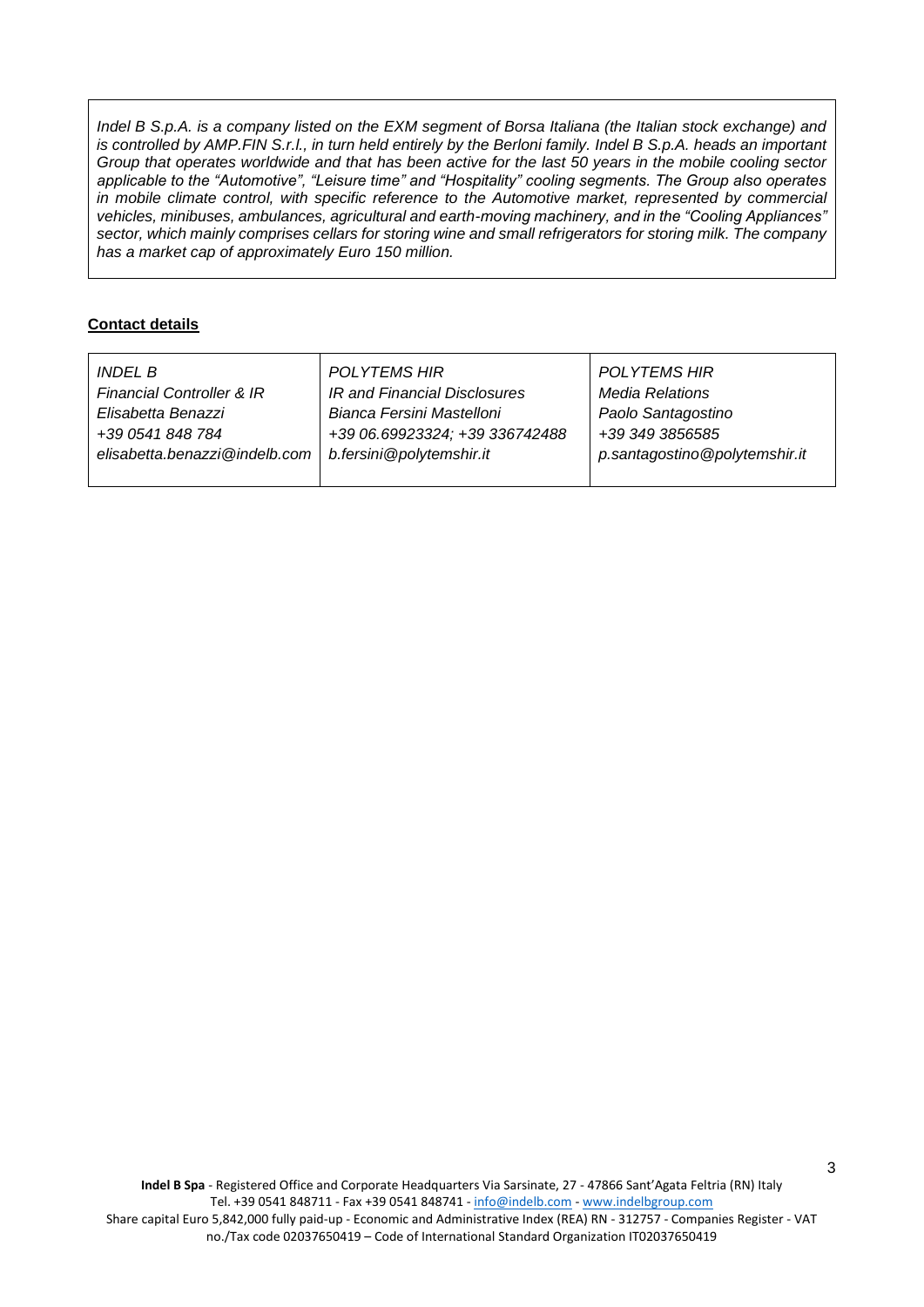*Indel B S.p.A. is a company listed on the EXM segment of Borsa Italiana (the Italian stock exchange) and is controlled by AMP.FIN S.r.l., in turn held entirely by the Berloni family. Indel B S.p.A. heads an important Group that operates worldwide and that has been active for the last 50 years in the mobile cooling sector applicable to the "Automotive", "Leisure time" and "Hospitality" cooling segments. The Group also operates in mobile climate control, with specific reference to the Automotive market, represented by commercial vehicles, minibuses, ambulances, agricultural and earth-moving machinery, and in the "Cooling Appliances" sector, which mainly comprises cellars for storing wine and small refrigerators for storing milk. The company has a market cap of approximately Euro 150 million.*

**Contact details**

| | | |
|---|---|---|
| *INDEL B*<br>*Financial Controller & IR*<br>*Elisabetta Benazzi*<br>*+39 0541 848 784*<br>*elisabetta.benazzi@indelb.com* | *POLYTEMS HIR*<br>*IR and Financial Disclosures*<br>*Bianca Fersini Mastelloni*<br>*+39 06.69923324; +39 336742488*<br>*b.fersini@polytemshir.it* | *POLYTEMS HIR*<br>*Media Relations*<br>*Paolo Santagostino*<br>*+39 349 3856585*<br>*p.santagostino@polytemshir.it* |

**Indel B Spa** - Registered Office and Corporate Headquarters Via Sarsinate, 27 - 47866 Sant'Agata Feltria (RN) Italy
Tel. +39 0541 848711 - Fax +39 0541 848741 - info@indelb.com - www.indelbgroup.com
Share capital Euro 5,842,000 fully paid-up - Economic and Administrative Index (REA) RN - 312757 - Companies Register - VAT no./Tax code 02037650419 – Code of International Standard Organization IT02037650419